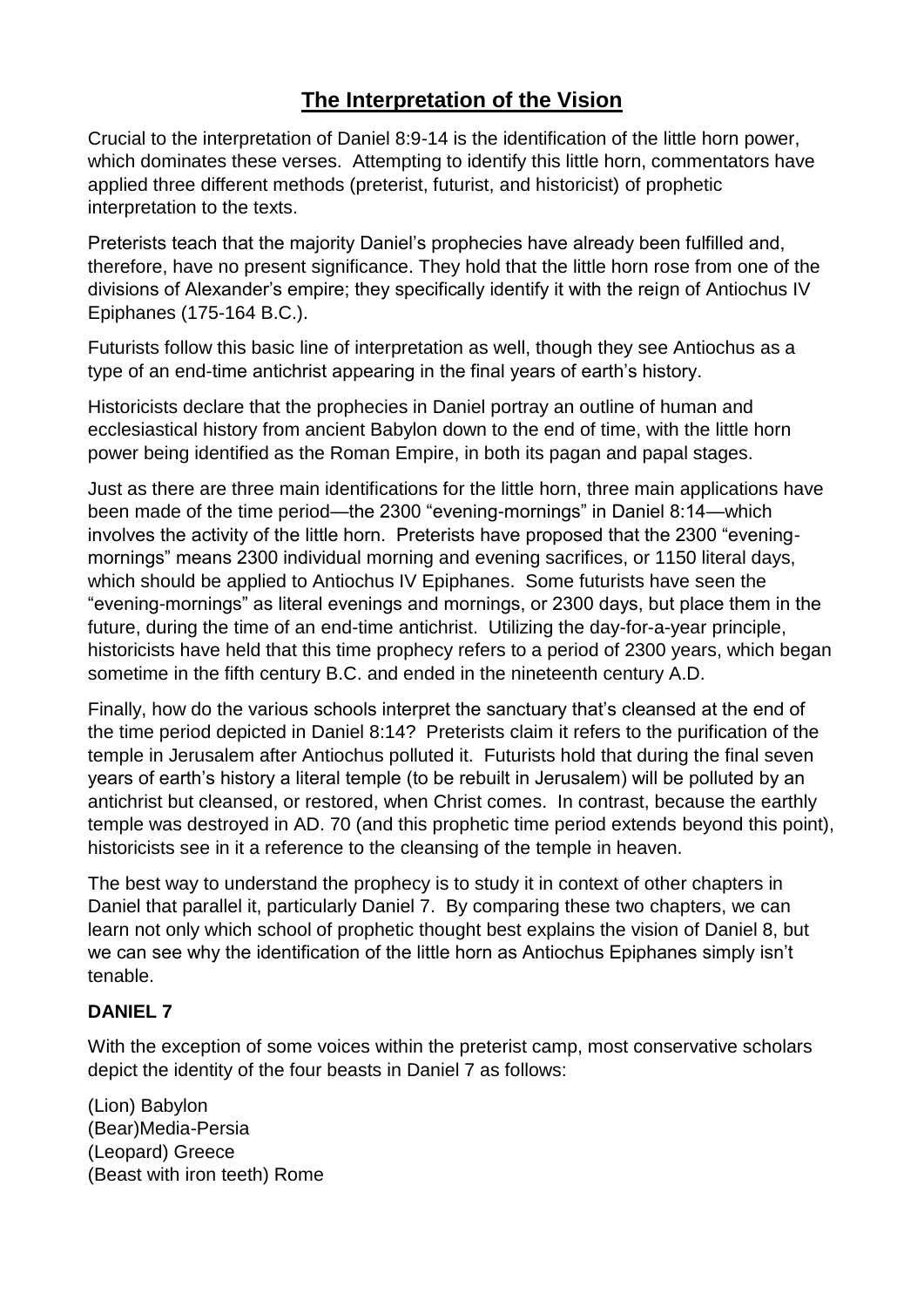# The Interpretation of the Vision

Crucial to the interpretation of Daniel 8:9-14 is the identification of the little horn power, which dominates these verses. Attempting to identify this little horn, commentators have applied three different methods (preterist, futurist, and historicist) of prophetic interpretation to the texts.

Preterists teach that the majority Daniel's prophecies have already been fulfilled and, therefore, have no present significance. They hold that the little horn rose from one of the divisions of Alexander's empire; they specifically identify it with the reign of Antiochus IV Epiphanes (175-164 B.C.).

Futurists follow this basic line of interpretation as well, though they see Antiochus as a type of an end-time antichrist appearing in the final years of earth's history.

Historicists declare that the prophecies in Daniel portray an outline of human and ecclesiastical history from ancient Babylon down to the end of time, with the little horn power being identified as the Roman Empire, in both its pagan and papal stages.

Just as there are three main identifications for the little horn, three main applications have been made of the time period—the 2300 "evening-mornings" in Daniel 8:14—which involves the activity of the little horn. Preterists have proposed that the 2300 "evening-mornings" means 2300 individual morning and evening sacrifices, or 1150 literal days, which should be applied to Antiochus IV Epiphanes. Some futurists have seen the "evening-mornings" as literal evenings and mornings, or 2300 days, but place them in the future, during the time of an end-time antichrist. Utilizing the day-for-a-year principle, historicists have held that this time prophecy refers to a period of 2300 years, which began sometime in the fifth century B.C. and ended in the nineteenth century A.D.

Finally, how do the various schools interpret the sanctuary that's cleansed at the end of the time period depicted in Daniel 8:14? Preterists claim it refers to the purification of the temple in Jerusalem after Antiochus polluted it. Futurists hold that during the final seven years of earth's history a literal temple (to be rebuilt in Jerusalem) will be polluted by an antichrist but cleansed, or restored, when Christ comes. In contrast, because the earthly temple was destroyed in AD. 70 (and this prophetic time period extends beyond this point), historicists see in it a reference to the cleansing of the temple in heaven.

The best way to understand the prophecy is to study it in context of other chapters in Daniel that parallel it, particularly Daniel 7. By comparing these two chapters, we can learn not only which school of prophetic thought best explains the vision of Daniel 8, but we can see why the identification of the little horn as Antiochus Epiphanes simply isn't tenable.

**DANIEL 7**

With the exception of some voices within the preterist camp, most conservative scholars depict the identity of the four beasts in Daniel 7 as follows:

(Lion) Babylon
(Bear)Media-Persia
(Leopard) Greece
(Beast with iron teeth) Rome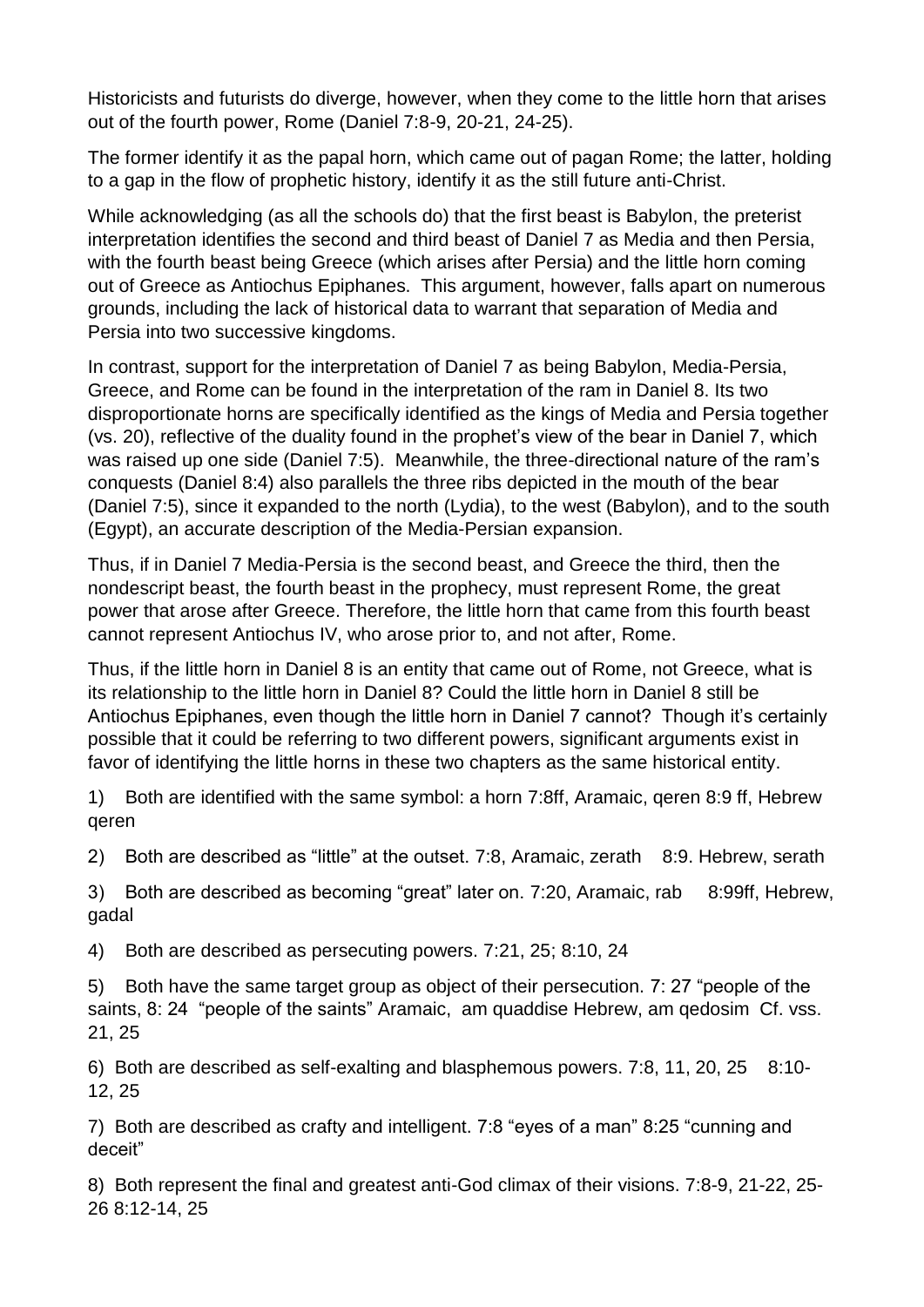Historicists and futurists do diverge, however, when they come to the little horn that arises out of the fourth power, Rome (Daniel 7:8-9, 20-21, 24-25).

The former identify it as the papal horn, which came out of pagan Rome; the latter, holding to a gap in the flow of prophetic history, identify it as the still future anti-Christ.

While acknowledging (as all the schools do) that the first beast is Babylon, the preterist interpretation identifies the second and third beast of Daniel 7 as Media and then Persia, with the fourth beast being Greece (which arises after Persia) and the little horn coming out of Greece as Antiochus Epiphanes. This argument, however, falls apart on numerous grounds, including the lack of historical data to warrant that separation of Media and Persia into two successive kingdoms.

In contrast, support for the interpretation of Daniel 7 as being Babylon, Media-Persia, Greece, and Rome can be found in the interpretation of the ram in Daniel 8. Its two disproportionate horns are specifically identified as the kings of Media and Persia together (vs. 20), reflective of the duality found in the prophet's view of the bear in Daniel 7, which was raised up one side (Daniel 7:5). Meanwhile, the three-directional nature of the ram's conquests (Daniel 8:4) also parallels the three ribs depicted in the mouth of the bear (Daniel 7:5), since it expanded to the north (Lydia), to the west (Babylon), and to the south (Egypt), an accurate description of the Media-Persian expansion.

Thus, if in Daniel 7 Media-Persia is the second beast, and Greece the third, then the nondescript beast, the fourth beast in the prophecy, must represent Rome, the great power that arose after Greece. Therefore, the little horn that came from this fourth beast cannot represent Antiochus IV, who arose prior to, and not after, Rome.

Thus, if the little horn in Daniel 8 is an entity that came out of Rome, not Greece, what is its relationship to the little horn in Daniel 8? Could the little horn in Daniel 8 still be Antiochus Epiphanes, even though the little horn in Daniel 7 cannot? Though it's certainly possible that it could be referring to two different powers, significant arguments exist in favor of identifying the little horns in these two chapters as the same historical entity.

1) Both are identified with the same symbol: a horn 7:8ff, Aramaic, qeren 8:9 ff, Hebrew qeren

2) Both are described as "little" at the outset. 7:8, Aramaic, zerath 8:9. Hebrew, serath

3) Both are described as becoming "great" later on. 7:20, Aramaic, rab 8:99ff, Hebrew, gadal

4) Both are described as persecuting powers. 7:21, 25; 8:10, 24

5) Both have the same target group as object of their persecution. 7: 27 "people of the saints, 8: 24 "people of the saints" Aramaic, am quaddise Hebrew, am qedosim Cf. vss. 21, 25

6) Both are described as self-exalting and blasphemous powers. 7:8, 11, 20, 25 8:10-12, 25

7) Both are described as crafty and intelligent. 7:8 "eyes of a man" 8:25 "cunning and deceit"

8) Both represent the final and greatest anti-God climax of their visions. 7:8-9, 21-22, 25-26 8:12-14, 25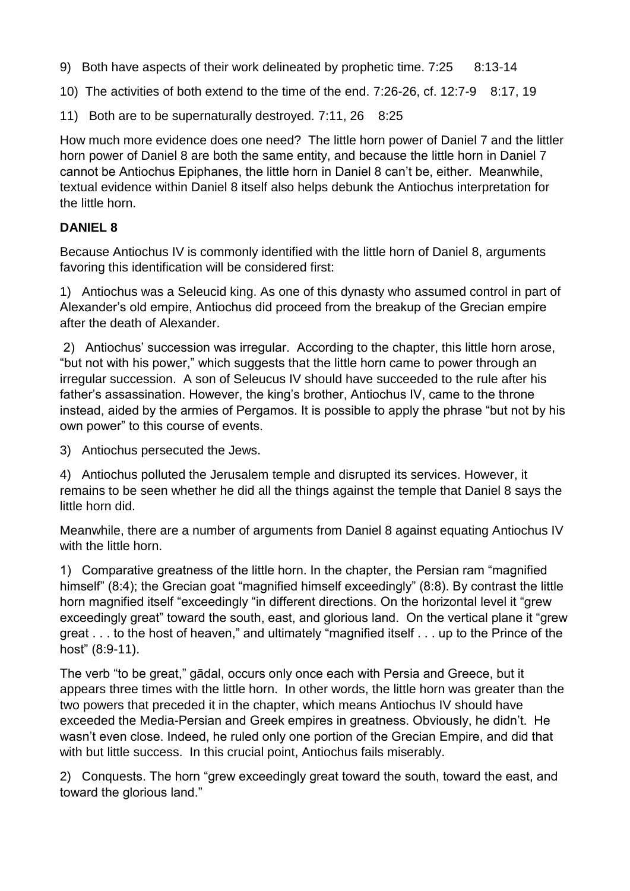9) Both have aspects of their work delineated by prophetic time. 7:25   8:13-14

10) The activities of both extend to the time of the end. 7:26-26, cf. 12:7-9   8:17, 19

11) Both are to be supernaturally destroyed. 7:11, 26   8:25

How much more evidence does one need? The little horn power of Daniel 7 and the littler horn power of Daniel 8 are both the same entity, and because the little horn in Daniel 7 cannot be Antiochus Epiphanes, the little horn in Daniel 8 can't be, either. Meanwhile, textual evidence within Daniel 8 itself also helps debunk the Antiochus interpretation for the little horn.

**DANIEL 8**

Because Antiochus IV is commonly identified with the little horn of Daniel 8, arguments favoring this identification will be considered first:

1) Antiochus was a Seleucid king. As one of this dynasty who assumed control in part of Alexander's old empire, Antiochus did proceed from the breakup of the Grecian empire after the death of Alexander.

2) Antiochus' succession was irregular. According to the chapter, this little horn arose, "but not with his power," which suggests that the little horn came to power through an irregular succession. A son of Seleucus IV should have succeeded to the rule after his father's assassination. However, the king's brother, Antiochus IV, came to the throne instead, aided by the armies of Pergamos. It is possible to apply the phrase "but not by his own power" to this course of events.

3) Antiochus persecuted the Jews.

4) Antiochus polluted the Jerusalem temple and disrupted its services. However, it remains to be seen whether he did all the things against the temple that Daniel 8 says the little horn did.

Meanwhile, there are a number of arguments from Daniel 8 against equating Antiochus IV with the little horn.

1) Comparative greatness of the little horn. In the chapter, the Persian ram "magnified himself" (8:4); the Grecian goat "magnified himself exceedingly" (8:8). By contrast the little horn magnified itself "exceedingly "in different directions. On the horizontal level it "grew exceedingly great" toward the south, east, and glorious land. On the vertical plane it "grew great . . . to the host of heaven," and ultimately "magnified itself . . . up to the Prince of the host" (8:9-11).

The verb "to be great," gādal, occurs only once each with Persia and Greece, but it appears three times with the little horn. In other words, the little horn was greater than the two powers that preceded it in the chapter, which means Antiochus IV should have exceeded the Media-Persian and Greek empires in greatness. Obviously, he didn't. He wasn't even close. Indeed, he ruled only one portion of the Grecian Empire, and did that with but little success. In this crucial point, Antiochus fails miserably.

2) Conquests. The horn "grew exceedingly great toward the south, toward the east, and toward the glorious land."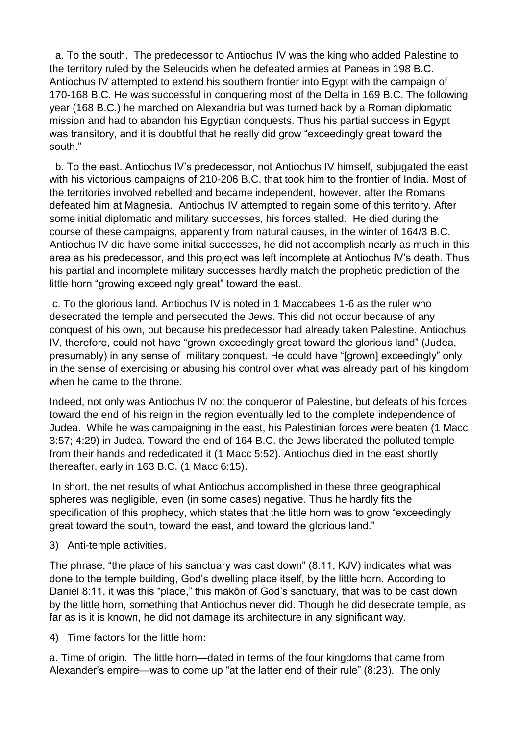a. To the south. The predecessor to Antiochus IV was the king who added Palestine to the territory ruled by the Seleucids when he defeated armies at Paneas in 198 B.C. Antiochus IV attempted to extend his southern frontier into Egypt with the campaign of 170-168 B.C. He was successful in conquering most of the Delta in 169 B.C. The following year (168 B.C.) he marched on Alexandria but was turned back by a Roman diplomatic mission and had to abandon his Egyptian conquests. Thus his partial success in Egypt was transitory, and it is doubtful that he really did grow "exceedingly great toward the south."

b. To the east. Antiochus IV's predecessor, not Antiochus IV himself, subjugated the east with his victorious campaigns of 210-206 B.C. that took him to the frontier of India. Most of the territories involved rebelled and became independent, however, after the Romans defeated him at Magnesia. Antiochus IV attempted to regain some of this territory. After some initial diplomatic and military successes, his forces stalled. He died during the course of these campaigns, apparently from natural causes, in the winter of 164/3 B.C. Antiochus IV did have some initial successes, he did not accomplish nearly as much in this area as his predecessor, and this project was left incomplete at Antiochus IV's death. Thus his partial and incomplete military successes hardly match the prophetic prediction of the little horn "growing exceedingly great" toward the east.

c. To the glorious land. Antiochus IV is noted in 1 Maccabees 1-6 as the ruler who desecrated the temple and persecuted the Jews. This did not occur because of any conquest of his own, but because his predecessor had already taken Palestine. Antiochus IV, therefore, could not have "grown exceedingly great toward the glorious land" (Judea, presumably) in any sense of military conquest. He could have "[grown] exceedingly" only in the sense of exercising or abusing his control over what was already part of his kingdom when he came to the throne.

Indeed, not only was Antiochus IV not the conqueror of Palestine, but defeats of his forces toward the end of his reign in the region eventually led to the complete independence of Judea. While he was campaigning in the east, his Palestinian forces were beaten (1 Macc 3:57; 4:29) in Judea. Toward the end of 164 B.C. the Jews liberated the polluted temple from their hands and rededicated it (1 Macc 5:52). Antiochus died in the east shortly thereafter, early in 163 B.C. (1 Macc 6:15).

In short, the net results of what Antiochus accomplished in these three geographical spheres was negligible, even (in some cases) negative. Thus he hardly fits the specification of this prophecy, which states that the little horn was to grow "exceedingly great toward the south, toward the east, and toward the glorious land."

3) Anti-temple activities.

The phrase, "the place of his sanctuary was cast down" (8:11, KJV) indicates what was done to the temple building, God's dwelling place itself, by the little horn. According to Daniel 8:11, it was this "place," this mākôn of God's sanctuary, that was to be cast down by the little horn, something that Antiochus never did. Though he did desecrate temple, as far as is it is known, he did not damage its architecture in any significant way.

4) Time factors for the little horn:

a. Time of origin. The little horn—dated in terms of the four kingdoms that came from Alexander's empire—was to come up "at the latter end of their rule" (8:23). The only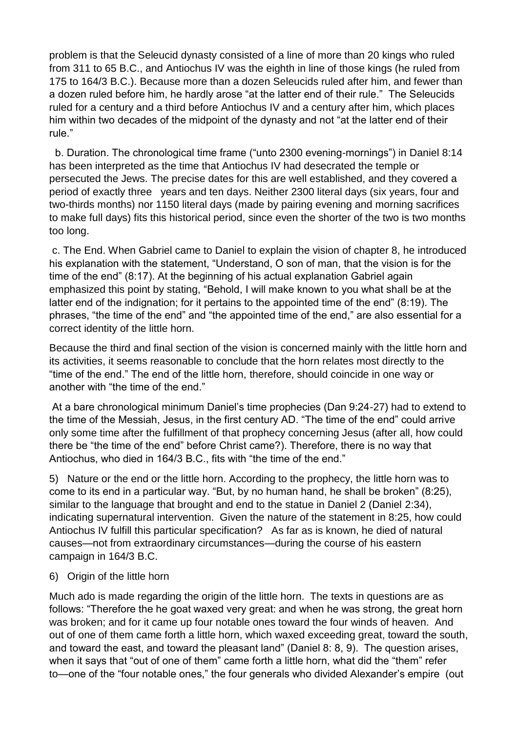problem is that the Seleucid dynasty consisted of a line of more than 20 kings who ruled from 311 to 65 B.C., and Antiochus IV was the eighth in line of those kings (he ruled from 175 to 164/3 B.C.). Because more than a dozen Seleucids ruled after him, and fewer than a dozen ruled before him, he hardly arose "at the latter end of their rule." The Seleucids ruled for a century and a third before Antiochus IV and a century after him, which places him within two decades of the midpoint of the dynasty and not "at the latter end of their rule."

b. Duration. The chronological time frame ("unto 2300 evening-mornings") in Daniel 8:14 has been interpreted as the time that Antiochus IV had desecrated the temple or persecuted the Jews. The precise dates for this are well established, and they covered a period of exactly three years and ten days. Neither 2300 literal days (six years, four and two-thirds months) nor 1150 literal days (made by pairing evening and morning sacrifices to make full days) fits this historical period, since even the shorter of the two is two months too long.

c. The End. When Gabriel came to Daniel to explain the vision of chapter 8, he introduced his explanation with the statement, "Understand, O son of man, that the vision is for the time of the end" (8:17). At the beginning of his actual explanation Gabriel again emphasized this point by stating, "Behold, I will make known to you what shall be at the latter end of the indignation; for it pertains to the appointed time of the end" (8:19). The phrases, "the time of the end" and "the appointed time of the end," are also essential for a correct identity of the little horn.

Because the third and final section of the vision is concerned mainly with the little horn and its activities, it seems reasonable to conclude that the horn relates most directly to the "time of the end." The end of the little horn, therefore, should coincide in one way or another with "the time of the end."

At a bare chronological minimum Daniel's time prophecies (Dan 9:24-27) had to extend to the time of the Messiah, Jesus, in the first century AD. "The time of the end" could arrive only some time after the fulfillment of that prophecy concerning Jesus (after all, how could there be "the time of the end" before Christ came?). Therefore, there is no way that Antiochus, who died in 164/3 B.C., fits with "the time of the end."

5) Nature or the end or the little horn. According to the prophecy, the little horn was to come to its end in a particular way. "But, by no human hand, he shall be broken" (8:25), similar to the language that brought and end to the statue in Daniel 2 (Daniel 2:34), indicating supernatural intervention. Given the nature of the statement in 8:25, how could Antiochus IV fulfill this particular specification? As far as is known, he died of natural causes—not from extraordinary circumstances—during the course of his eastern campaign in 164/3 B.C.

6) Origin of the little horn

Much ado is made regarding the origin of the little horn. The texts in questions are as follows: "Therefore the he goat waxed very great: and when he was strong, the great horn was broken; and for it came up four notable ones toward the four winds of heaven. And out of one of them came forth a little horn, which waxed exceeding great, toward the south, and toward the east, and toward the pleasant land" (Daniel 8: 8, 9). The question arises, when it says that "out of one of them" came forth a little horn, what did the "them" refer to—one of the "four notable ones," the four generals who divided Alexander's empire (out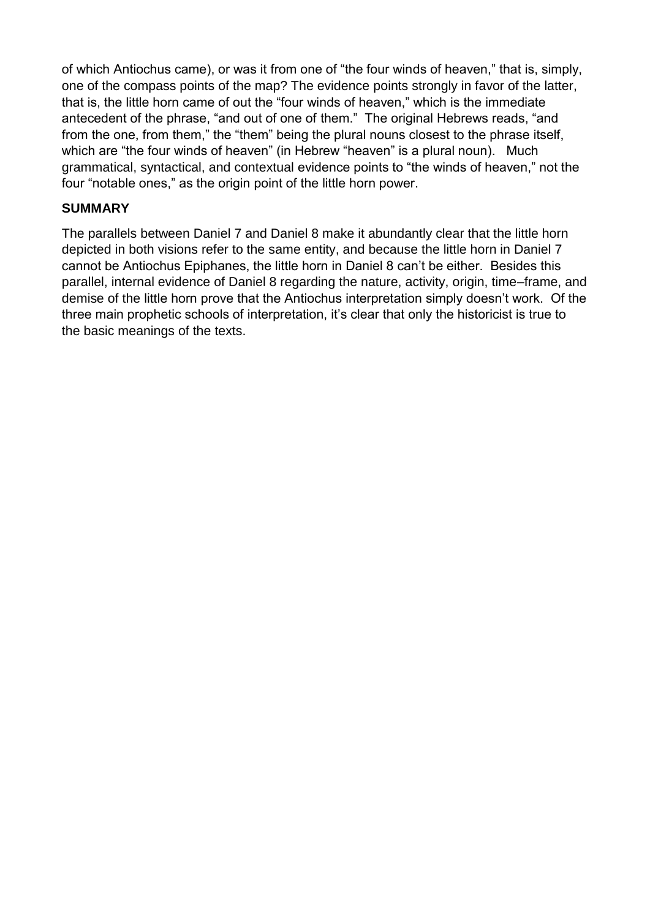of which Antiochus came), or was it from one of "the four winds of heaven," that is, simply, one of the compass points of the map? The evidence points strongly in favor of the latter, that is, the little horn came of out the "four winds of heaven," which is the immediate antecedent of the phrase, "and out of one of them." The original Hebrews reads, "and from the one, from them," the "them" being the plural nouns closest to the phrase itself, which are "the four winds of heaven" (in Hebrew "heaven" is a plural noun). Much grammatical, syntactical, and contextual evidence points to "the winds of heaven," not the four "notable ones," as the origin point of the little horn power.

**SUMMARY**

The parallels between Daniel 7 and Daniel 8 make it abundantly clear that the little horn depicted in both visions refer to the same entity, and because the little horn in Daniel 7 cannot be Antiochus Epiphanes, the little horn in Daniel 8 can't be either. Besides this parallel, internal evidence of Daniel 8 regarding the nature, activity, origin, time–frame, and demise of the little horn prove that the Antiochus interpretation simply doesn't work. Of the three main prophetic schools of interpretation, it's clear that only the historicist is true to the basic meanings of the texts.